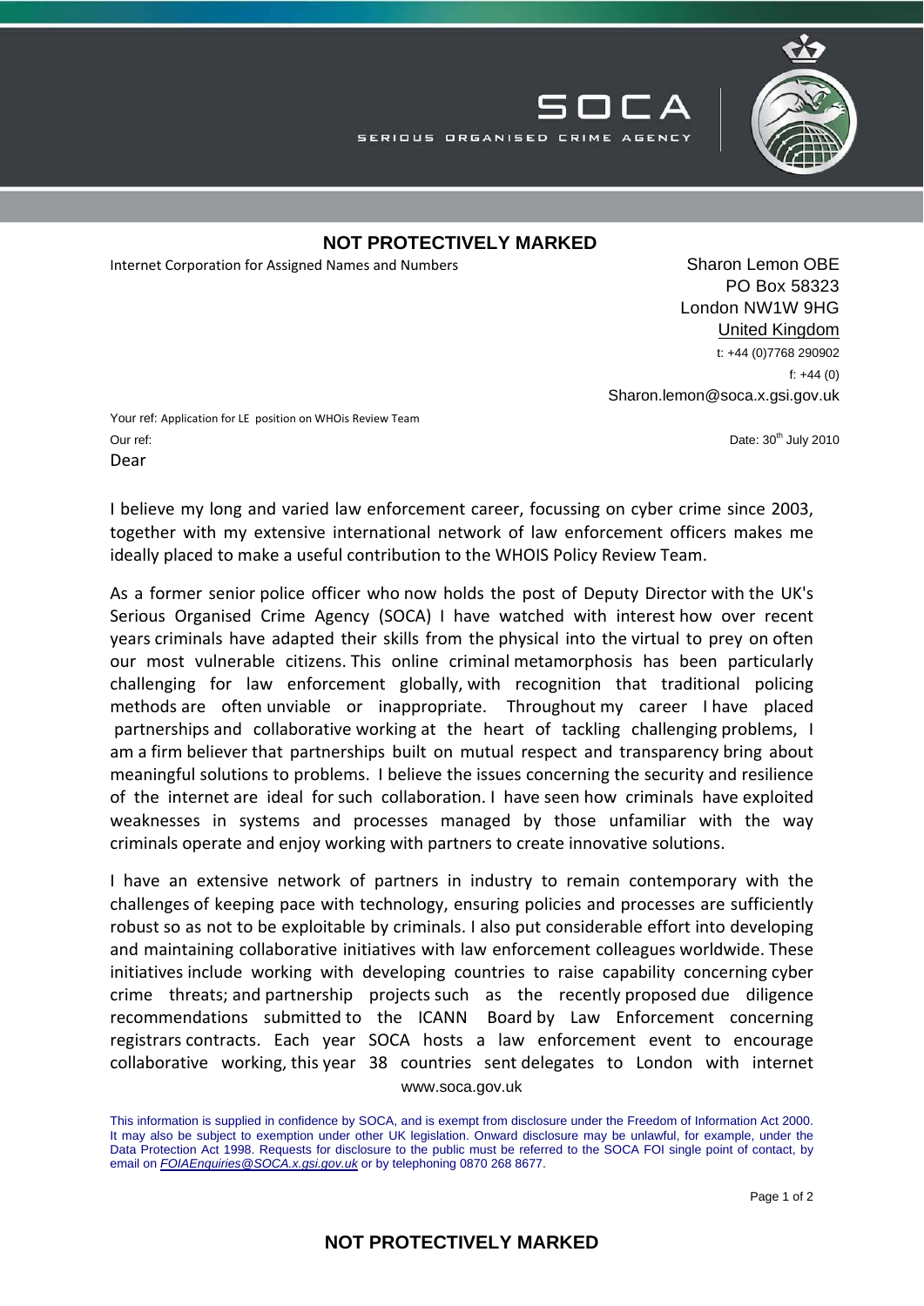SOCA

SERIOUS ORGANISED CRIME AGENCY

**NOT PROTECTIVELY MARKED**

Internet Corporation for Assigned Names and Numbers

Sharon Lemon OBE
PO Box 58323
London NW1W 9HG
United Kingdom
t: +44 (0)7768 290902
f: +44 (0)
Sharon.lemon@soca.x.gsi.gov.uk

Your ref: Application for LE position on WHOis Review Team
Our ref:

Date: 30th July 2010

Dear

I believe my long and varied law enforcement career, focussing on cyber crime since 2003, together with my extensive international network of law enforcement officers makes me ideally placed to make a useful contribution to the WHOIS Policy Review Team.

As a former senior police officer who now holds the post of Deputy Director with the UK's Serious Organised Crime Agency (SOCA) I have watched with interest how over recent years criminals have adapted their skills from the physical into the virtual to prey on often our most vulnerable citizens. This online criminal metamorphosis has been particularly challenging for law enforcement globally, with recognition that traditional policing methods are often unviable or inappropriate. Throughout my career I have placed partnerships and collaborative working at the heart of tackling challenging problems, I am a firm believer that partnerships built on mutual respect and transparency bring about meaningful solutions to problems. I believe the issues concerning the security and resilience of the internet are ideal for such collaboration. I have seen how criminals have exploited weaknesses in systems and processes managed by those unfamiliar with the way criminals operate and enjoy working with partners to create innovative solutions.

I have an extensive network of partners in industry to remain contemporary with the challenges of keeping pace with technology, ensuring policies and processes are sufficiently robust so as not to be exploitable by criminals. I also put considerable effort into developing and maintaining collaborative initiatives with law enforcement colleagues worldwide. These initiatives include working with developing countries to raise capability concerning cyber crime threats; and partnership projects such as the recently proposed due diligence recommendations submitted to the ICANN Board by Law Enforcement concerning registrars contracts. Each year SOCA hosts a law enforcement event to encourage collaborative working, this year 38 countries sent delegates to London with internet

www.soca.gov.uk

This information is supplied in confidence by SOCA, and is exempt from disclosure under the Freedom of Information Act 2000. It may also be subject to exemption under other UK legislation. Onward disclosure may be unlawful, for example, under the Data Protection Act 1998. Requests for disclosure to the public must be referred to the SOCA FOI single point of contact, by email on *FOIAEnquiries@SOCA.x.gsi.gov.uk* or by telephoning 0870 268 8677.

**NOT PROTECTIVELY MARKED**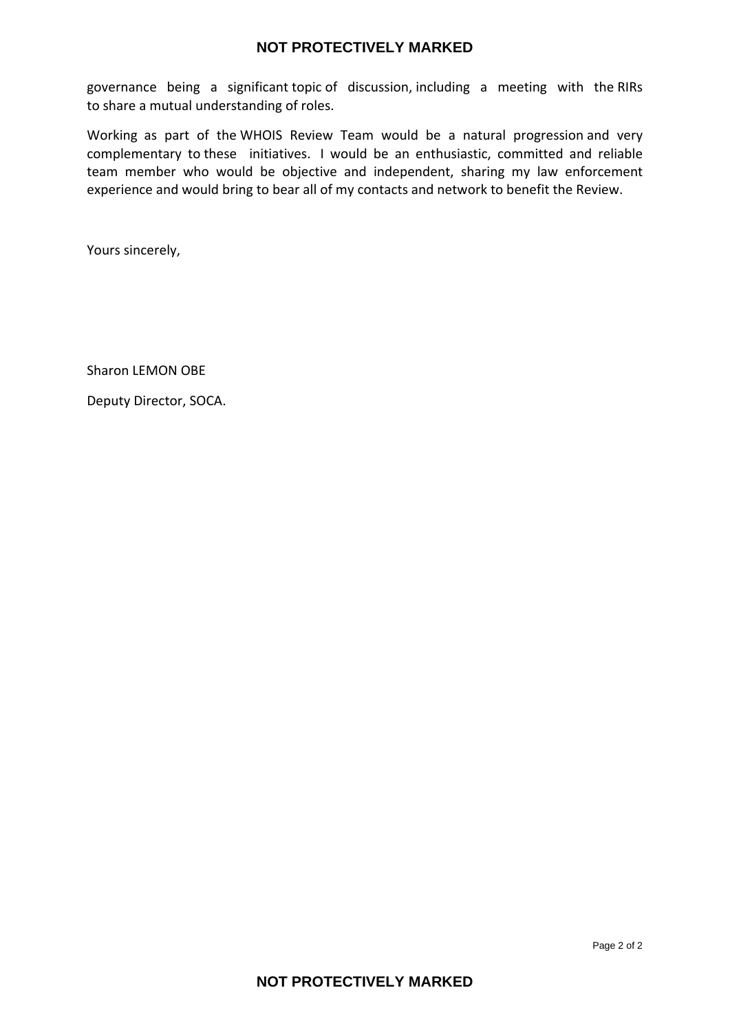governance being a significant topic of discussion, including a meeting with the RIRs to share a mutual understanding of roles.

Working as part of the WHOIS Review Team would be a natural progression and very complementary to these initiatives. I would be an enthusiastic, committed and reliable team member who would be objective and independent, sharing my law enforcement experience and would bring to bear all of my contacts and network to benefit the Review.

Yours sincerely,

Sharon LEMON OBE

Deputy Director, SOCA.